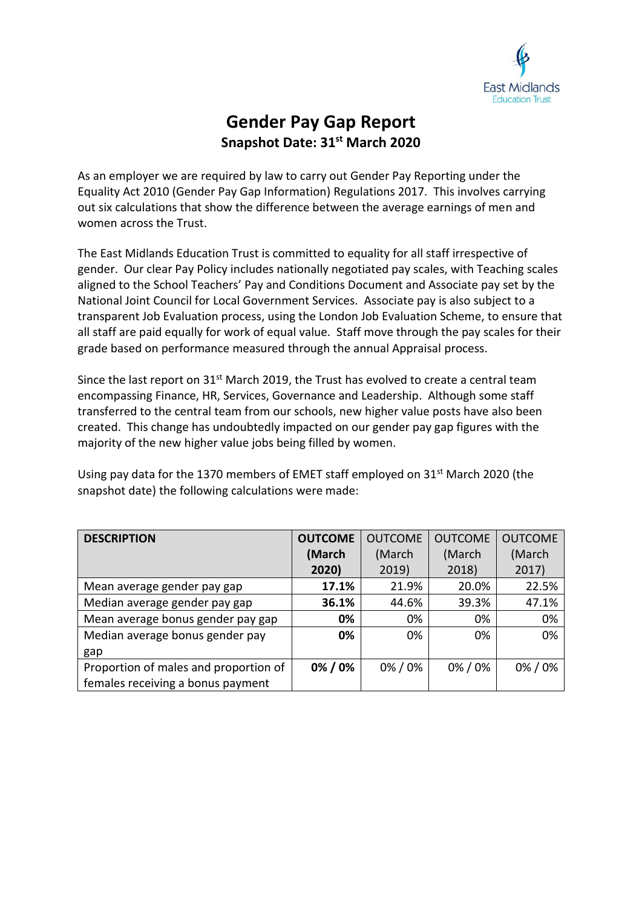East Midlands Education Trust

# Gender Pay Gap Report

## Snapshot Date: 31st March 2020

As an employer we are required by law to carry out Gender Pay Reporting under the Equality Act 2010 (Gender Pay Gap Information) Regulations 2017. This involves carrying out six calculations that show the difference between the average earnings of men and women across the Trust.

The East Midlands Education Trust is committed to equality for all staff irrespective of gender. Our clear Pay Policy includes nationally negotiated pay scales, with Teaching scales aligned to the School Teachers' Pay and Conditions Document and Associate pay set by the National Joint Council for Local Government Services. Associate pay is also subject to a transparent Job Evaluation process, using the London Job Evaluation Scheme, to ensure that all staff are paid equally for work of equal value. Staff move through the pay scales for their grade based on performance measured through the annual Appraisal process.

Since the last report on 31st March 2019, the Trust has evolved to create a central team encompassing Finance, HR, Services, Governance and Leadership. Although some staff transferred to the central team from our schools, new higher value posts have also been created. This change has undoubtedly impacted on our gender pay gap figures with the majority of the new higher value jobs being filled by women.

Using pay data for the 1370 members of EMET staff employed on 31st March 2020 (the snapshot date) the following calculations were made:

| **DESCRIPTION** | **OUTCOME (March 2020)** | OUTCOME (March 2019) | OUTCOME (March 2018) | OUTCOME (March 2017) |
|---|---|---|---|---|
| Mean average gender pay gap | **17.1%** | 21.9% | 20.0% | 22.5% |
| Median average gender pay gap | **36.1%** | 44.6% | 39.3% | 47.1% |
| Mean average bonus gender pay gap | **0%** | 0% | 0% | 0% |
| Median average bonus gender pay gap | **0%** | 0% | 0% | 0% |
| Proportion of males and proportion of females receiving a bonus payment | **0% / 0%** | 0% / 0% | 0% / 0% | 0% / 0% |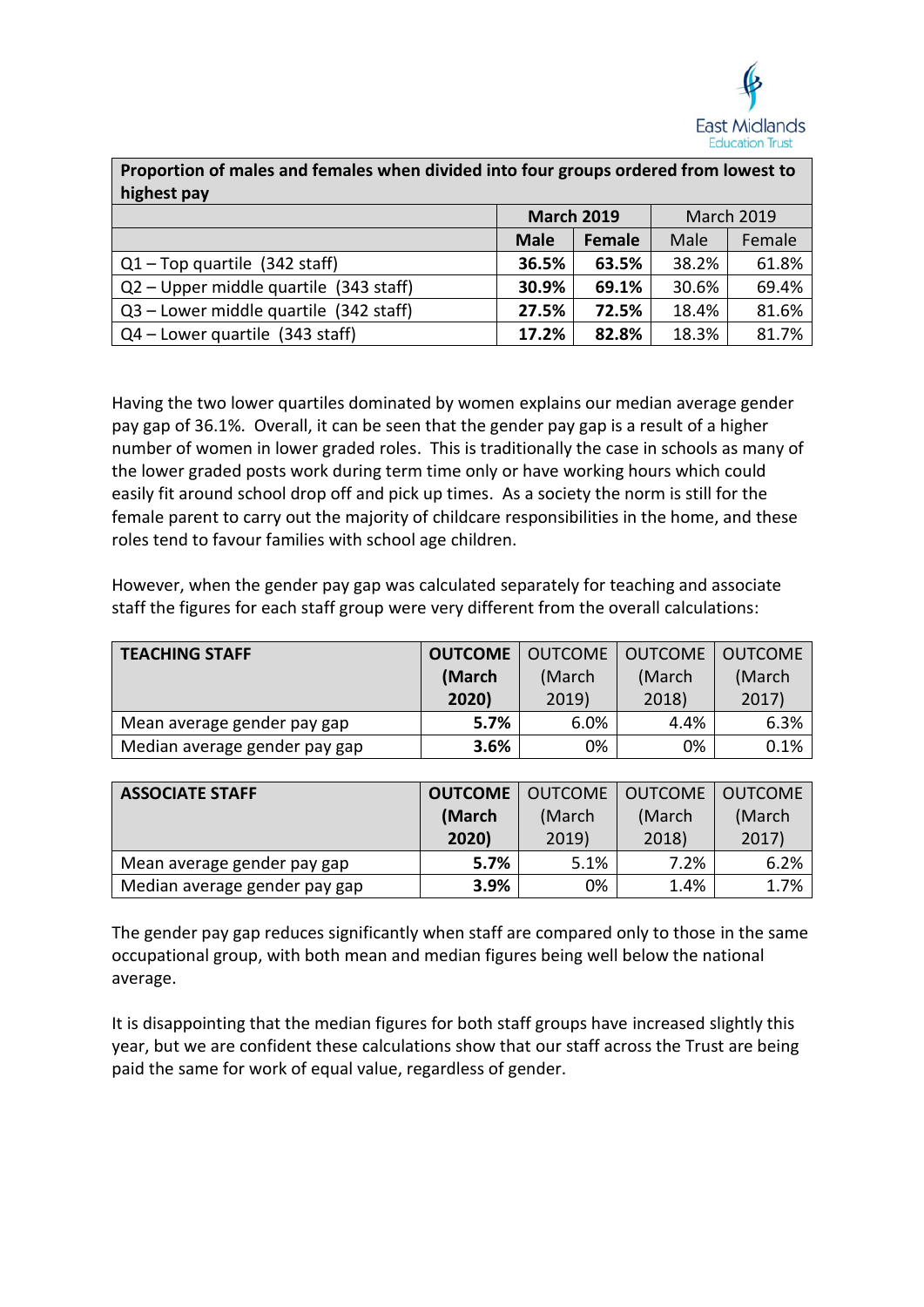| Proportion of males and females when divided into four groups ordered from lowest to highest pay | | | | |
|---|---|---|---|---|
| | **March 2019** | | March 2019 | |
| | **Male** | **Female** | Male | Female |
| Q1 – Top quartile (342 staff) | **36.5%** | **63.5%** | 38.2% | 61.8% |
| Q2 – Upper middle quartile (343 staff) | **30.9%** | **69.1%** | 30.6% | 69.4% |
| Q3 – Lower middle quartile (342 staff) | **27.5%** | **72.5%** | 18.4% | 81.6% |
| Q4 – Lower quartile (343 staff) | **17.2%** | **82.8%** | 18.3% | 81.7% |

Having the two lower quartiles dominated by women explains our median average gender pay gap of 36.1%. Overall, it can be seen that the gender pay gap is a result of a higher number of women in lower graded roles. This is traditionally the case in schools as many of the lower graded posts work during term time only or have working hours which could easily fit around school drop off and pick up times. As a society the norm is still for the female parent to carry out the majority of childcare responsibilities in the home, and these roles tend to favour families with school age children.

However, when the gender pay gap was calculated separately for teaching and associate staff the figures for each staff group were very different from the overall calculations:

| **TEACHING STAFF** | **OUTCOME (March 2020)** | OUTCOME (March 2019) | OUTCOME (March 2018) | OUTCOME (March 2017) |
|---|---|---|---|---|
| Mean average gender pay gap | **5.7%** | 6.0% | 4.4% | 6.3% |
| Median average gender pay gap | **3.6%** | 0% | 0% | 0.1% |

| **ASSOCIATE STAFF** | **OUTCOME (March 2020)** | OUTCOME (March 2019) | OUTCOME (March 2018) | OUTCOME (March 2017) |
|---|---|---|---|---|
| Mean average gender pay gap | **5.7%** | 5.1% | 7.2% | 6.2% |
| Median average gender pay gap | **3.9%** | 0% | 1.4% | 1.7% |

The gender pay gap reduces significantly when staff are compared only to those in the same occupational group, with both mean and median figures being well below the national average.

It is disappointing that the median figures for both staff groups have increased slightly this year, but we are confident these calculations show that our staff across the Trust are being paid the same for work of equal value, regardless of gender.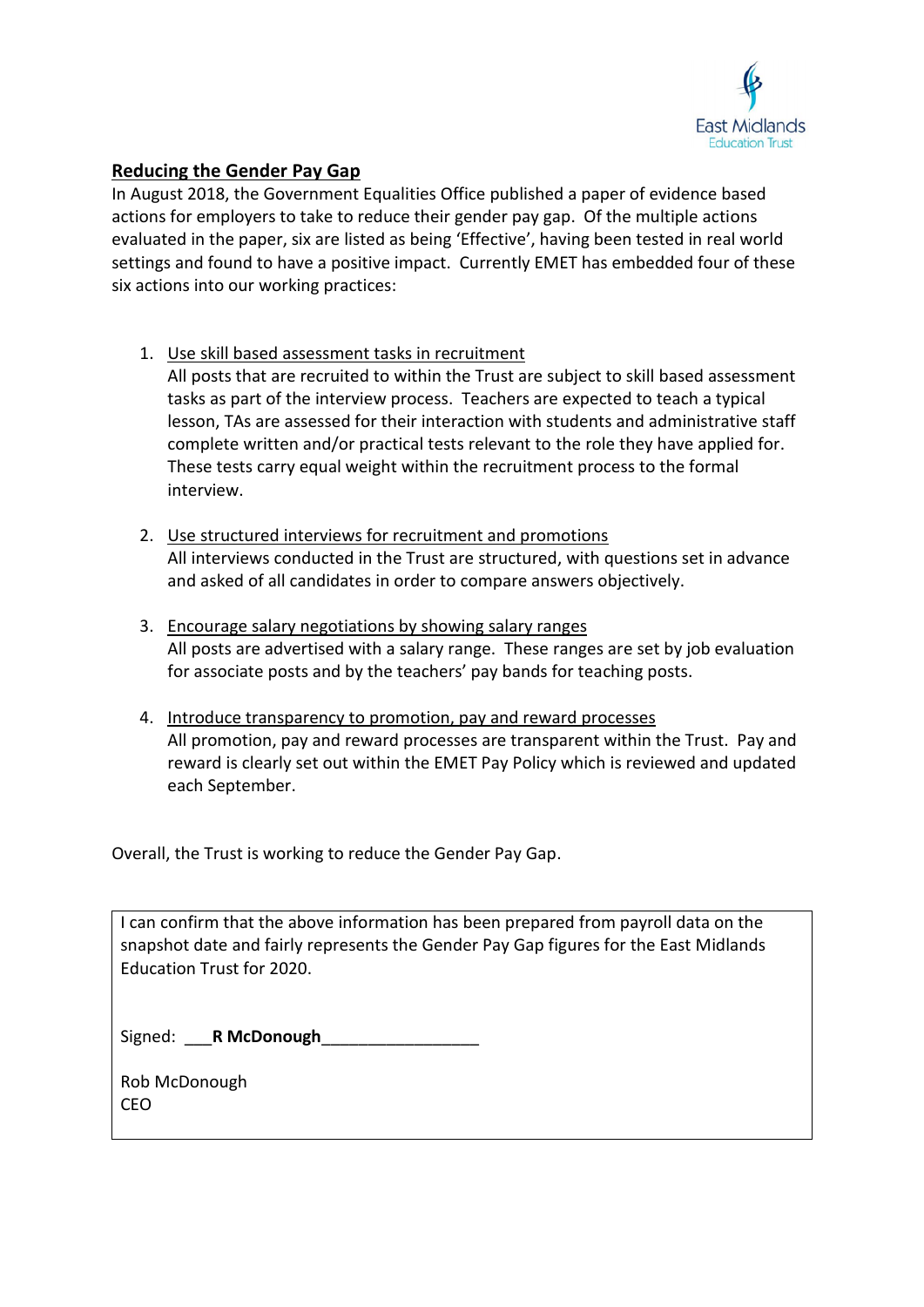## Reducing the Gender Pay Gap

In August 2018, the Government Equalities Office published a paper of evidence based actions for employers to take to reduce their gender pay gap. Of the multiple actions evaluated in the paper, six are listed as being 'Effective', having been tested in real world settings and found to have a positive impact. Currently EMET has embedded four of these six actions into our working practices:

1. Use skill based assessment tasks in recruitment
   All posts that are recruited to within the Trust are subject to skill based assessment tasks as part of the interview process. Teachers are expected to teach a typical lesson, TAs are assessed for their interaction with students and administrative staff complete written and/or practical tests relevant to the role they have applied for. These tests carry equal weight within the recruitment process to the formal interview.

2. Use structured interviews for recruitment and promotions
   All interviews conducted in the Trust are structured, with questions set in advance and asked of all candidates in order to compare answers objectively.

3. Encourage salary negotiations by showing salary ranges
   All posts are advertised with a salary range. These ranges are set by job evaluation for associate posts and by the teachers' pay bands for teaching posts.

4. Introduce transparency to promotion, pay and reward processes
   All promotion, pay and reward processes are transparent within the Trust. Pay and reward is clearly set out within the EMET Pay Policy which is reviewed and updated each September.

Overall, the Trust is working to reduce the Gender Pay Gap.

I can confirm that the above information has been prepared from payroll data on the snapshot date and fairly represents the Gender Pay Gap figures for the East Midlands Education Trust for 2020.

Signed: ___**R McDonough**_________________

Rob McDonough
CEO